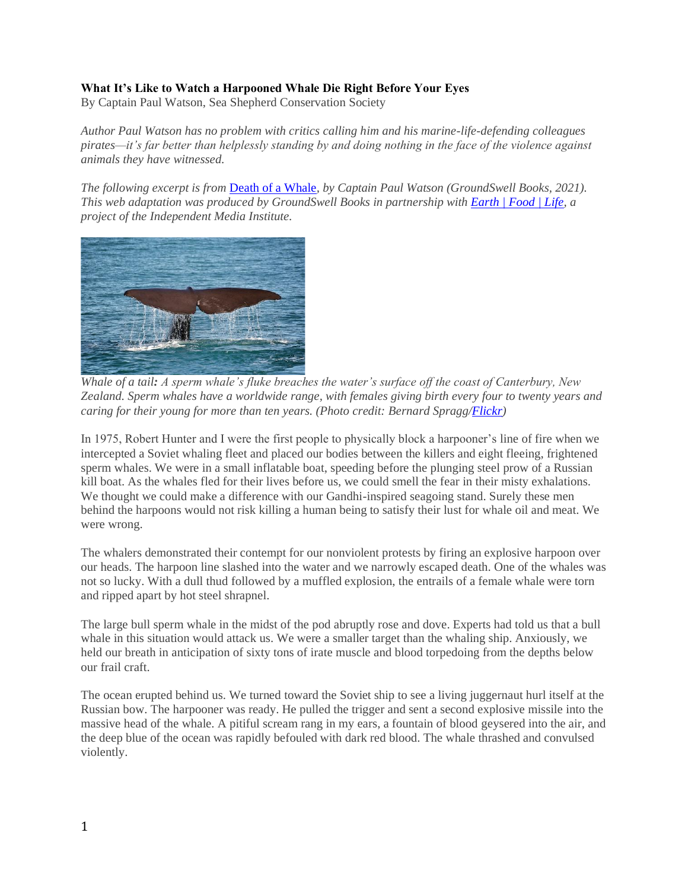**What It's Like to Watch a Harpooned Whale Die Right Before Your Eyes**

By Captain Paul Watson, Sea Shepherd Conservation Society

*Author Paul Watson has no problem with critics calling him and his marine-life-defending colleagues pirates—it's far better than helplessly standing by and doing nothing in the face of the violence against animals they have witnessed.*

*The following excerpt is from* [Death of a Whale](), *by Captain Paul Watson (GroundSwell Books, 2021). This web adaptation was produced by GroundSwell Books in partnership with* [*Earth | Food | Life*](), *a project of the Independent Media Institute.*

*Whale of a tail:* *A sperm whale's fluke breaches the water's surface off the coast of Canterbury, New Zealand. Sperm whales have a worldwide range, with females giving birth every four to twenty years and caring for their young for more than ten years. (Photo credit: Bernard Spragg/*[*Flickr*]()*)*

In 1975, Robert Hunter and I were the first people to physically block a harpooner's line of fire when we intercepted a Soviet whaling fleet and placed our bodies between the killers and eight fleeing, frightened sperm whales. We were in a small inflatable boat, speeding before the plunging steel prow of a Russian kill boat. As the whales fled for their lives before us, we could smell the fear in their misty exhalations. We thought we could make a difference with our Gandhi-inspired seagoing stand. Surely these men behind the harpoons would not risk killing a human being to satisfy their lust for whale oil and meat. We were wrong.

The whalers demonstrated their contempt for our nonviolent protests by firing an explosive harpoon over our heads. The harpoon line slashed into the water and we narrowly escaped death. One of the whales was not so lucky. With a dull thud followed by a muffled explosion, the entrails of a female whale were torn and ripped apart by hot steel shrapnel.

The large bull sperm whale in the midst of the pod abruptly rose and dove. Experts had told us that a bull whale in this situation would attack us. We were a smaller target than the whaling ship. Anxiously, we held our breath in anticipation of sixty tons of irate muscle and blood torpedoing from the depths below our frail craft.

The ocean erupted behind us. We turned toward the Soviet ship to see a living juggernaut hurl itself at the Russian bow. The harpooner was ready. He pulled the trigger and sent a second explosive missile into the massive head of the whale. A pitiful scream rang in my ears, a fountain of blood geysered into the air, and the deep blue of the ocean was rapidly befouled with dark red blood. The whale thrashed and convulsed violently.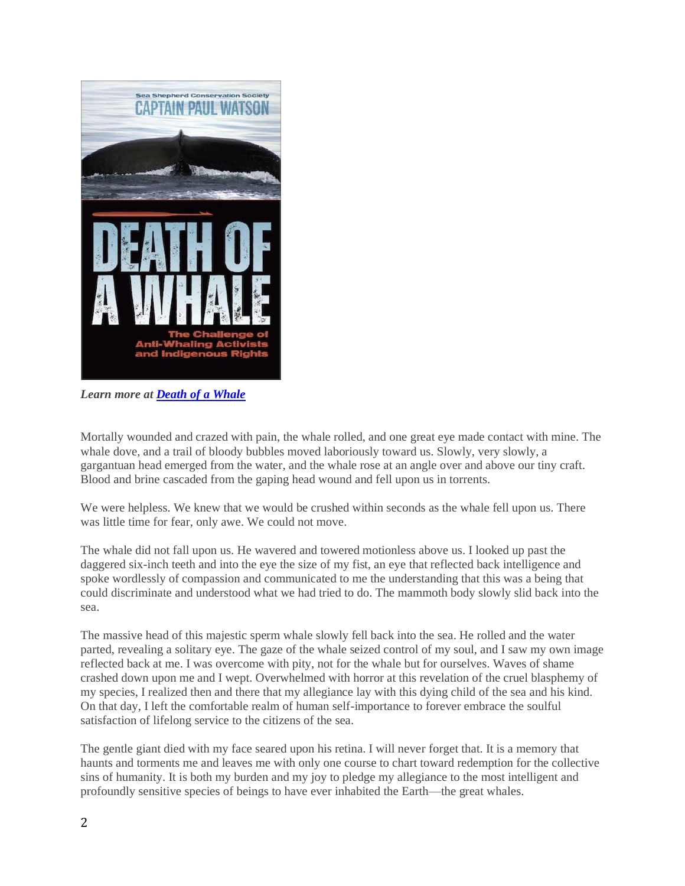***Learn more at [Death of a Whale](Death of a Whale)***

Mortally wounded and crazed with pain, the whale rolled, and one great eye made contact with mine. The whale dove, and a trail of bloody bubbles moved laboriously toward us. Slowly, very slowly, a gargantuan head emerged from the water, and the whale rose at an angle over and above our tiny craft. Blood and brine cascaded from the gaping head wound and fell upon us in torrents.

We were helpless. We knew that we would be crushed within seconds as the whale fell upon us. There was little time for fear, only awe. We could not move.

The whale did not fall upon us. He wavered and towered motionless above us. I looked up past the daggered six-inch teeth and into the eye the size of my fist, an eye that reflected back intelligence and spoke wordlessly of compassion and communicated to me the understanding that this was a being that could discriminate and understood what we had tried to do. The mammoth body slowly slid back into the sea.

The massive head of this majestic sperm whale slowly fell back into the sea. He rolled and the water parted, revealing a solitary eye. The gaze of the whale seized control of my soul, and I saw my own image reflected back at me. I was overcome with pity, not for the whale but for ourselves. Waves of shame crashed down upon me and I wept. Overwhelmed with horror at this revelation of the cruel blasphemy of my species, I realized then and there that my allegiance lay with this dying child of the sea and his kind. On that day, I left the comfortable realm of human self-importance to forever embrace the soulful satisfaction of lifelong service to the citizens of the sea.

The gentle giant died with my face seared upon his retina. I will never forget that. It is a memory that haunts and torments me and leaves me with only one course to chart toward redemption for the collective sins of humanity. It is both my burden and my joy to pledge my allegiance to the most intelligent and profoundly sensitive species of beings to have ever inhabited the Earth—the great whales.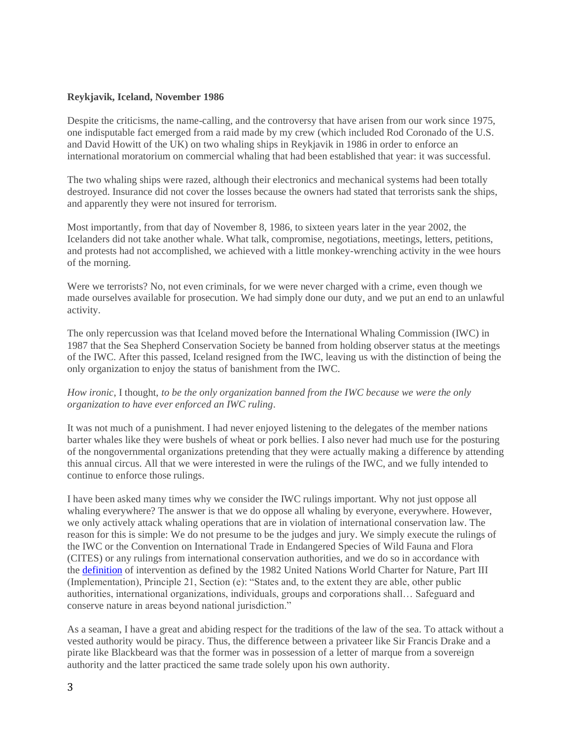**Reykjavik, Iceland, November 1986**

Despite the criticisms, the name-calling, and the controversy that have arisen from our work since 1975, one indisputable fact emerged from a raid made by my crew (which included Rod Coronado of the U.S. and David Howitt of the UK) on two whaling ships in Reykjavik in 1986 in order to enforce an international moratorium on commercial whaling that had been established that year: it was successful.

The two whaling ships were razed, although their electronics and mechanical systems had been totally destroyed. Insurance did not cover the losses because the owners had stated that terrorists sank the ships, and apparently they were not insured for terrorism.

Most importantly, from that day of November 8, 1986, to sixteen years later in the year 2002, the Icelanders did not take another whale. What talk, compromise, negotiations, meetings, letters, petitions, and protests had not accomplished, we achieved with a little monkey-wrenching activity in the wee hours of the morning.

Were we terrorists? No, not even criminals, for we were never charged with a crime, even though we made ourselves available for prosecution. We had simply done our duty, and we put an end to an unlawful activity.

The only repercussion was that Iceland moved before the International Whaling Commission (IWC) in 1987 that the Sea Shepherd Conservation Society be banned from holding observer status at the meetings of the IWC. After this passed, Iceland resigned from the IWC, leaving us with the distinction of being the only organization to enjoy the status of banishment from the IWC.

*How ironic*, I thought, *to be the only organization banned from the IWC because we were the only organization to have ever enforced an IWC ruling*.

It was not much of a punishment. I had never enjoyed listening to the delegates of the member nations barter whales like they were bushels of wheat or pork bellies. I also never had much use for the posturing of the nongovernmental organizations pretending that they were actually making a difference by attending this annual circus. All that we were interested in were the rulings of the IWC, and we fully intended to continue to enforce those rulings.

I have been asked many times why we consider the IWC rulings important. Why not just oppose all whaling everywhere? The answer is that we do oppose all whaling by everyone, everywhere. However, we only actively attack whaling operations that are in violation of international conservation law. The reason for this is simple: We do not presume to be the judges and jury. We simply execute the rulings of the IWC or the Convention on International Trade in Endangered Species of Wild Fauna and Flora (CITES) or any rulings from international conservation authorities, and we do so in accordance with the definition of intervention as defined by the 1982 United Nations World Charter for Nature, Part III (Implementation), Principle 21, Section (e): "States and, to the extent they are able, other public authorities, international organizations, individuals, groups and corporations shall… Safeguard and conserve nature in areas beyond national jurisdiction."

As a seaman, I have a great and abiding respect for the traditions of the law of the sea. To attack without a vested authority would be piracy. Thus, the difference between a privateer like Sir Francis Drake and a pirate like Blackbeard was that the former was in possession of a letter of marque from a sovereign authority and the latter practiced the same trade solely upon his own authority.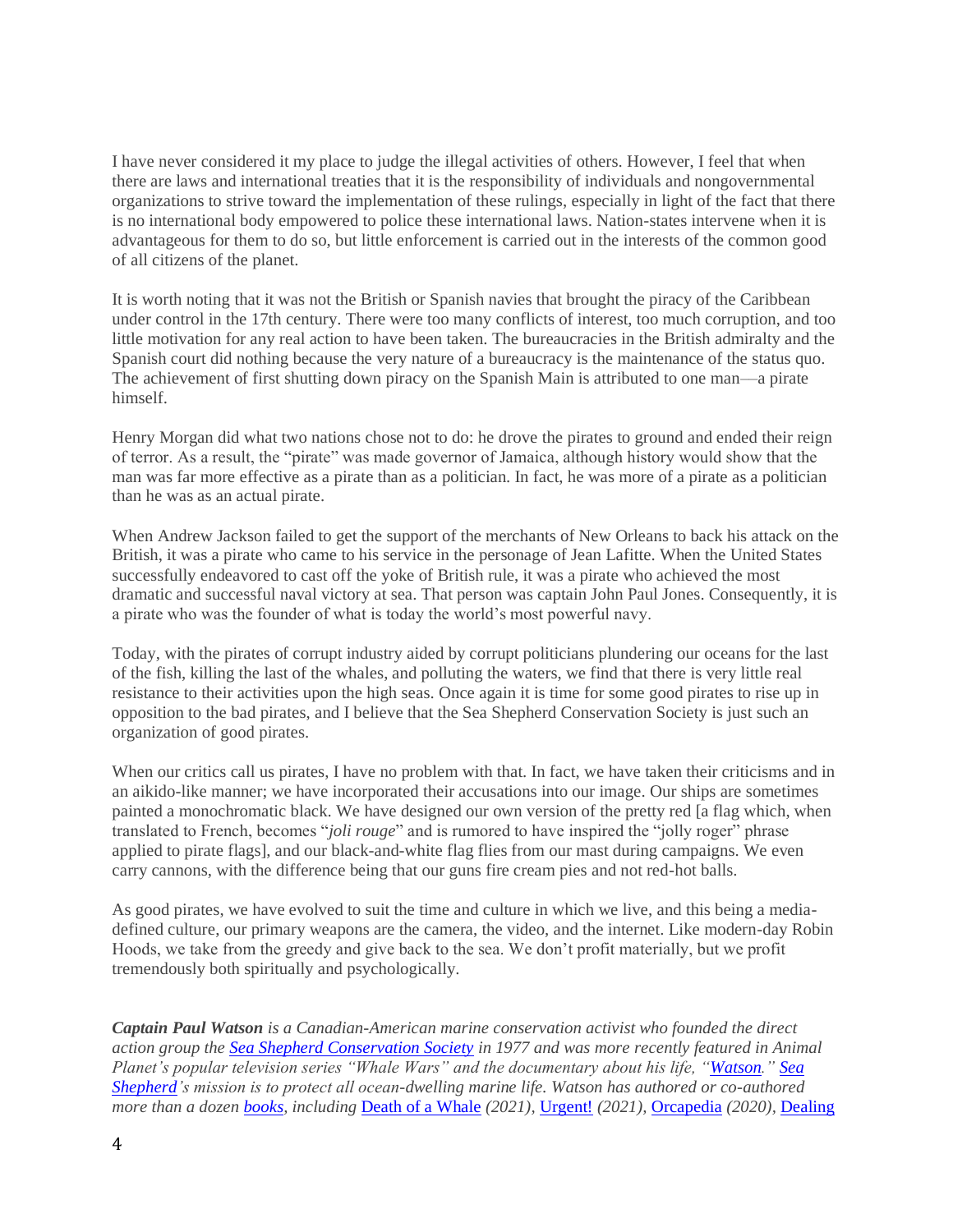I have never considered it my place to judge the illegal activities of others. However, I feel that when there are laws and international treaties that it is the responsibility of individuals and nongovernmental organizations to strive toward the implementation of these rulings, especially in light of the fact that there is no international body empowered to police these international laws. Nation-states intervene when it is advantageous for them to do so, but little enforcement is carried out in the interests of the common good of all citizens of the planet.

It is worth noting that it was not the British or Spanish navies that brought the piracy of the Caribbean under control in the 17th century. There were too many conflicts of interest, too much corruption, and too little motivation for any real action to have been taken. The bureaucracies in the British admiralty and the Spanish court did nothing because the very nature of a bureaucracy is the maintenance of the status quo. The achievement of first shutting down piracy on the Spanish Main is attributed to one man—a pirate himself.

Henry Morgan did what two nations chose not to do: he drove the pirates to ground and ended their reign of terror. As a result, the "pirate" was made governor of Jamaica, although history would show that the man was far more effective as a pirate than as a politician. In fact, he was more of a pirate as a politician than he was as an actual pirate.

When Andrew Jackson failed to get the support of the merchants of New Orleans to back his attack on the British, it was a pirate who came to his service in the personage of Jean Lafitte. When the United States successfully endeavored to cast off the yoke of British rule, it was a pirate who achieved the most dramatic and successful naval victory at sea. That person was captain John Paul Jones. Consequently, it is a pirate who was the founder of what is today the world's most powerful navy.

Today, with the pirates of corrupt industry aided by corrupt politicians plundering our oceans for the last of the fish, killing the last of the whales, and polluting the waters, we find that there is very little real resistance to their activities upon the high seas. Once again it is time for some good pirates to rise up in opposition to the bad pirates, and I believe that the Sea Shepherd Conservation Society is just such an organization of good pirates.

When our critics call us pirates, I have no problem with that. In fact, we have taken their criticisms and in an aikido-like manner; we have incorporated their accusations into our image. Our ships are sometimes painted a monochromatic black. We have designed our own version of the pretty red [a flag which, when translated to French, becomes "*joli rouge*" and is rumored to have inspired the "jolly roger" phrase applied to pirate flags], and our black-and-white flag flies from our mast during campaigns. We even carry cannons, with the difference being that our guns fire cream pies and not red-hot balls.

As good pirates, we have evolved to suit the time and culture in which we live, and this being a media-defined culture, our primary weapons are the camera, the video, and the internet. Like modern-day Robin Hoods, we take from the greedy and give back to the sea. We don't profit materially, but we profit tremendously both spiritually and psychologically.

***Captain Paul Watson*** *is a Canadian-American marine conservation activist who founded the direct action group the Sea Shepherd Conservation Society in 1977 and was more recently featured in Animal Planet's popular television series "Whale Wars" and the documentary about his life, "Watson." Sea Shepherd's mission is to protect all ocean-dwelling marine life. Watson has authored or co-authored more than a dozen books, including* Death of a Whale *(2021),* Urgent! *(2021),* Orcapedia *(2020),* Dealing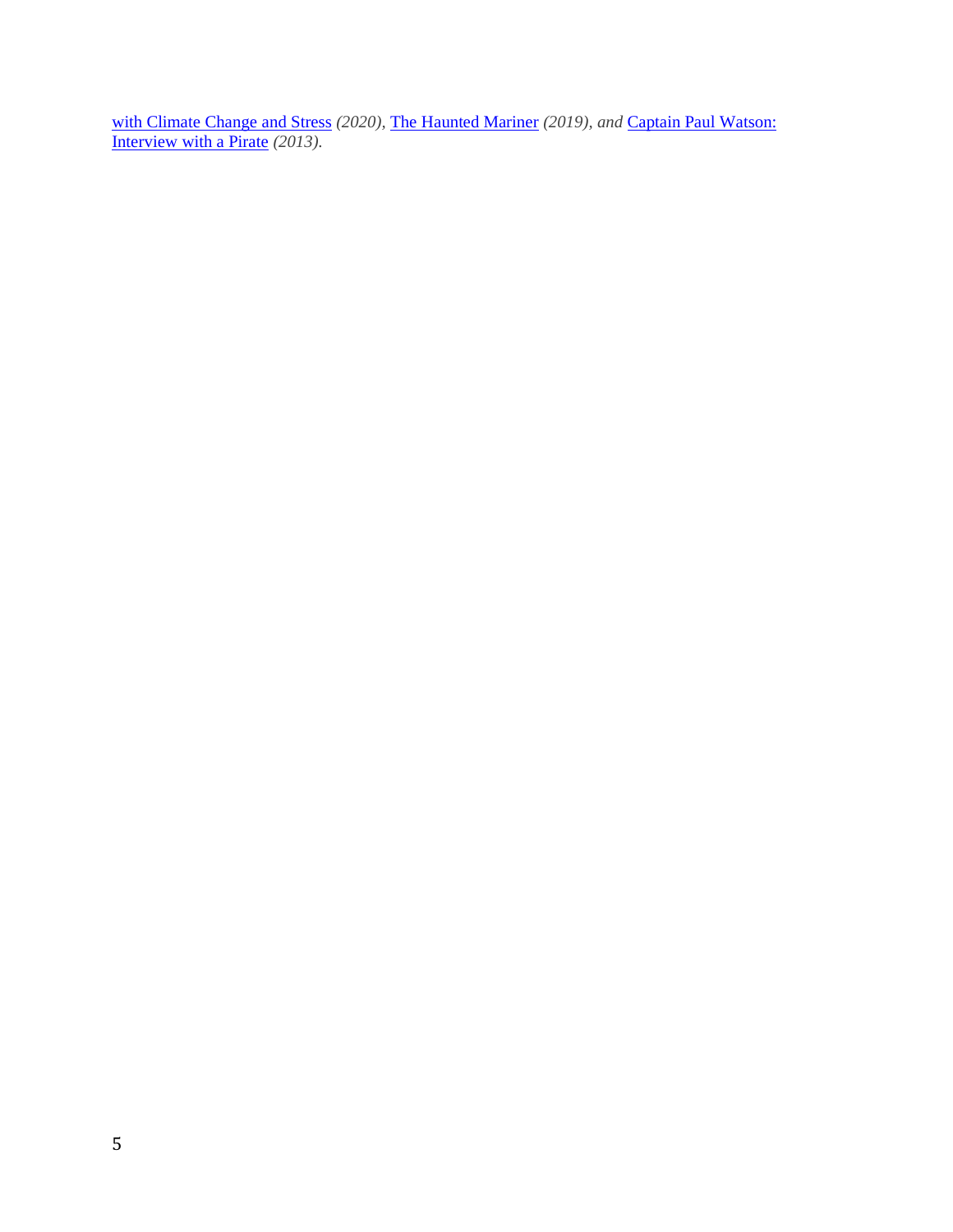with Climate Change and Stress *(2020),* The Haunted Mariner *(2019), and* Captain Paul Watson: Interview with a Pirate *(2013).*